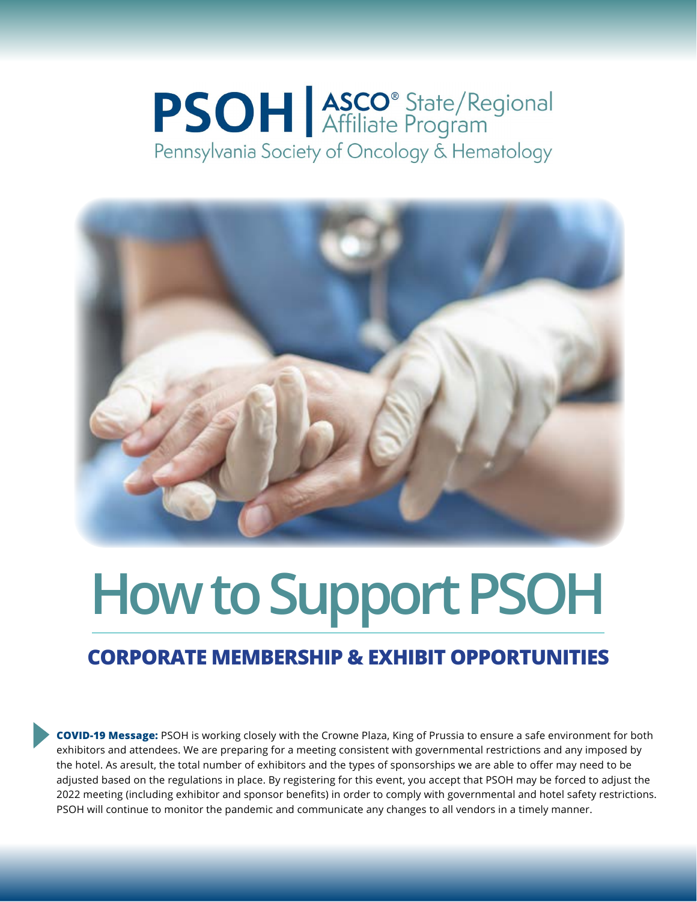# PSOH | ASCO® State/Regional Affiliate Program

Pennsylvania Society of Oncology & Hematology

# How to Support PSOH

## CORPORATE MEMBERSHIP & EXHIBIT OPPORTUNITIES

**COVID-19 Message:** PSOH is working closely with the Crowne Plaza, King of Prussia to ensure a safe environment for both exhibitors and attendees. We are preparing for a meeting consistent with governmental restrictions and any imposed by the hotel. As aresult, the total number of exhibitors and the types of sponsorships we are able to offer may need to be adjusted based on the regulations in place. By registering for this event, you accept that PSOH may be forced to adjust the 2022 meeting (including exhibitor and sponsor benefits) in order to comply with governmental and hotel safety restrictions. PSOH will continue to monitor the pandemic and communicate any changes to all vendors in a timely manner.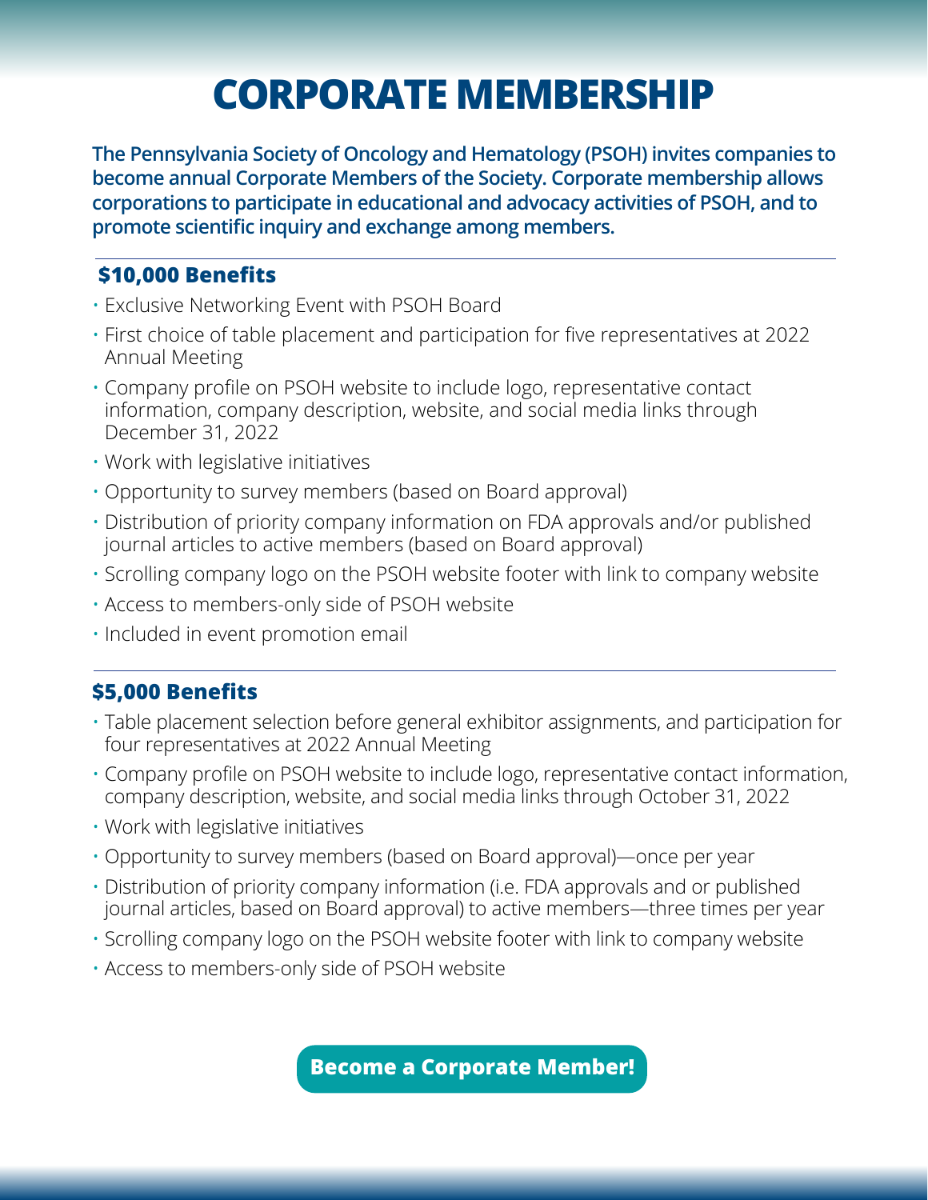# CORPORATE MEMBERSHIP

**The Pennsylvania Society of Oncology and Hematology (PSOH) invites companies to become annual Corporate Members of the Society. Corporate membership allows corporations to participate in educational and advocacy activities of PSOH, and to promote scientific inquiry and exchange among members.**

## $10,000 Benefits

- Exclusive Networking Event with PSOH Board
- First choice of table placement and participation for five representatives at 2022 Annual Meeting
- Company profile on PSOH website to include logo, representative contact information, company description, website, and social media links through December 31, 2022
- Work with legislative initiatives
- Opportunity to survey members (based on Board approval)
- Distribution of priority company information on FDA approvals and/or published journal articles to active members (based on Board approval)
- Scrolling company logo on the PSOH website footer with link to company website
- Access to members-only side of PSOH website
- Included in event promotion email

## $5,000 Benefits

- Table placement selection before general exhibitor assignments, and participation for four representatives at 2022 Annual Meeting
- Company profile on PSOH website to include logo, representative contact information, company description, website, and social media links through October 31, 2022
- Work with legislative initiatives
- Opportunity to survey members (based on Board approval)—once per year
- Distribution of priority company information (i.e. FDA approvals and or published journal articles, based on Board approval) to active members—three times per year
- Scrolling company logo on the PSOH website footer with link to company website
- Access to members-only side of PSOH website

**Become a Corporate Member!**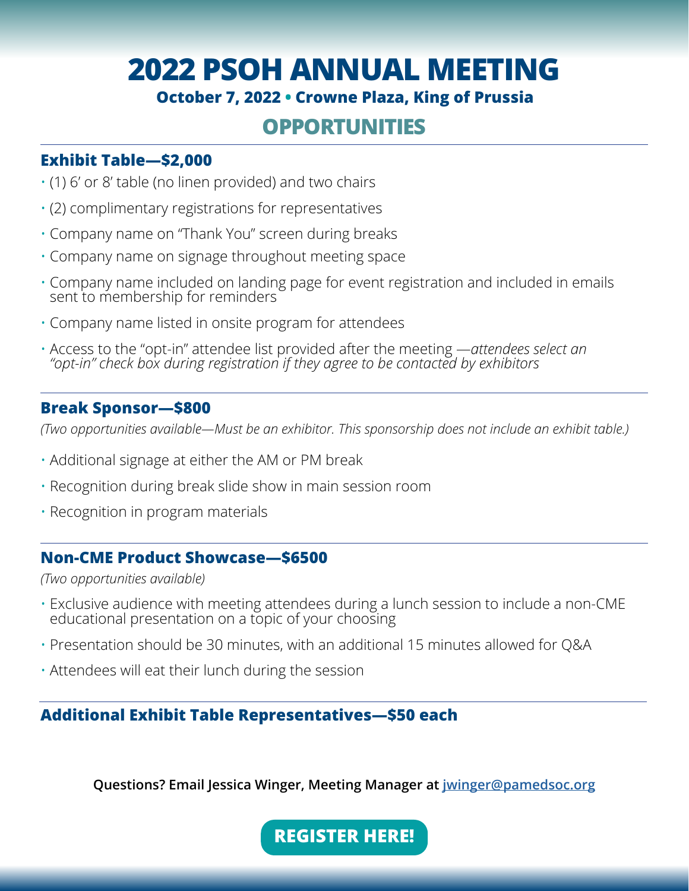# 2022 PSOH ANNUAL MEETING

**October 7, 2022 • Crowne Plaza, King of Prussia**

## OPPORTUNITIES

### Exhibit Table—$2,000

- (1) 6′ or 8′ table (no linen provided) and two chairs
- (2) complimentary registrations for representatives
- Company name on "Thank You" screen during breaks
- Company name on signage throughout meeting space
- Company name included on landing page for event registration and included in emails sent to membership for reminders
- Company name listed in onsite program for attendees
- Access to the "opt-in" attendee list provided after the meeting —*attendees select an "opt-in" check box during registration if they agree to be contacted by exhibitors*

### Break Sponsor—$800

*(Two opportunities available—Must be an exhibitor. This sponsorship does not include an exhibit table.)*

- Additional signage at either the AM or PM break
- Recognition during break slide show in main session room
- Recognition in program materials

### Non-CME Product Showcase—$6500

*(Two opportunities available)*

- Exclusive audience with meeting attendees during a lunch session to include a non-CME educational presentation on a topic of your choosing
- Presentation should be 30 minutes, with an additional 15 minutes allowed for Q&A
- Attendees will eat their lunch during the session

### Additional Exhibit Table Representatives—$50 each

**Questions? Email Jessica Winger, Meeting Manager at [jwinger@pamedsoc.org](mailto:jwinger@pamedsoc.org)**

**REGISTER HERE!**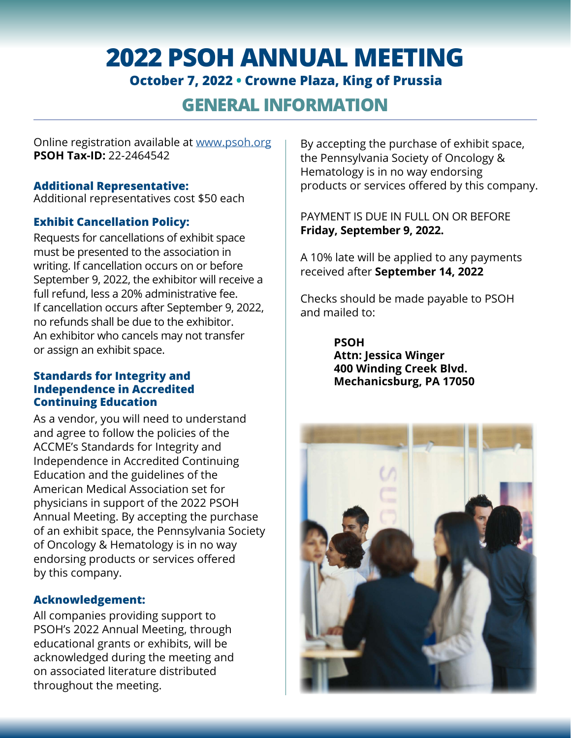# 2022 PSOH ANNUAL MEETING

**October 7, 2022 • Crowne Plaza, King of Prussia**

## GENERAL INFORMATION

Online registration available at [www.psoh.org](http://www.psoh.org)
**PSOH Tax-ID:** 22-2464542

### Additional Representative:

Additional representatives cost $50 each

### Exhibit Cancellation Policy:

Requests for cancellations of exhibit space must be presented to the association in writing. If cancellation occurs on or before September 9, 2022, the exhibitor will receive a full refund, less a 20% administrative fee. If cancellation occurs after September 9, 2022, no refunds shall be due to the exhibitor. An exhibitor who cancels may not transfer or assign an exhibit space.

### Standards for Integrity and Independence in Accredited Continuing Education

As a vendor, you will need to understand and agree to follow the policies of the ACCME's Standards for Integrity and Independence in Accredited Continuing Education and the guidelines of the American Medical Association set for physicians in support of the 2022 PSOH Annual Meeting. By accepting the purchase of an exhibit space, the Pennsylvania Society of Oncology & Hematology is in no way endorsing products or services offered by this company.

### Acknowledgement:

All companies providing support to PSOH's 2022 Annual Meeting, through educational grants or exhibits, will be acknowledged during the meeting and on associated literature distributed throughout the meeting.

By accepting the purchase of exhibit space, the Pennsylvania Society of Oncology & Hematology is in no way endorsing products or services offered by this company.

PAYMENT IS DUE IN FULL ON OR BEFORE **Friday, September 9, 2022.**

A 10% late will be applied to any payments received after **September 14, 2022**

Checks should be made payable to PSOH and mailed to:

**PSOH**
**Attn: Jessica Winger**
**400 Winding Creek Blvd.**
**Mechanicsburg, PA 17050**